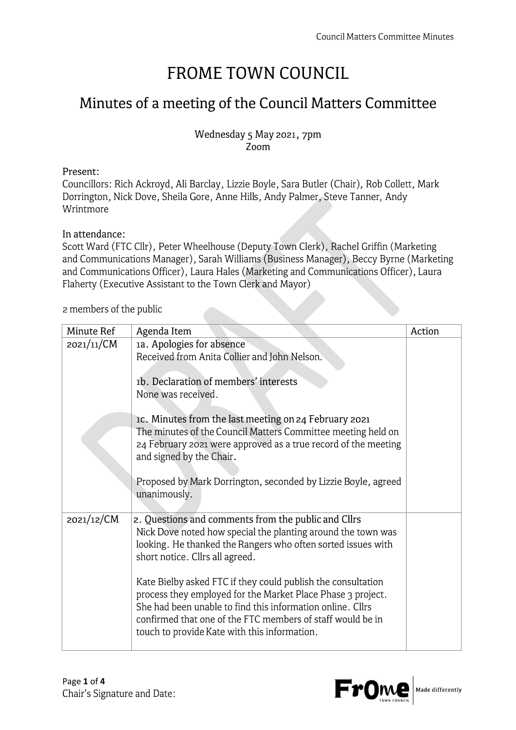# FROME TOWN COUNCIL

## Minutes of a meeting of the Council Matters Committee

Wednesday 5 May 2021, 7pm
Zoom

Present:
Councillors: Rich Ackroyd, Ali Barclay, Lizzie Boyle, Sara Butler (Chair), Rob Collett, Mark Dorrington, Nick Dove, Sheila Gore, Anne Hills, Andy Palmer, Steve Tanner, Andy Wrintmore

In attendance:
Scott Ward (FTC Cllr), Peter Wheelhouse (Deputy Town Clerk), Rachel Griffin (Marketing and Communications Manager), Sarah Williams (Business Manager), Beccy Byrne (Marketing and Communications Officer), Laura Hales (Marketing and Communications Officer), Laura Flaherty (Executive Assistant to the Town Clerk and Mayor)

2 members of the public

| Minute Ref | Agenda Item | Action |
|---|---|---|
| 2021/11/CM | 1a. Apologies for absence<br>Received from Anita Collier and John Nelson.<br><br>1b. Declaration of members' interests<br>None was received.<br><br>1c. Minutes from the last meeting on 24 February 2021<br>The minutes of the Council Matters Committee meeting held on 24 February 2021 were approved as a true record of the meeting and signed by the Chair.<br><br>Proposed by Mark Dorrington, seconded by Lizzie Boyle, agreed unanimously. | |
| 2021/12/CM | 2. Questions and comments from the public and Cllrs<br>Nick Dove noted how special the planting around the town was looking. He thanked the Rangers who often sorted issues with short notice. Cllrs all agreed.<br><br>Kate Bielby asked FTC if they could publish the consultation process they employed for the Market Place Phase 3 project. She had been unable to find this information online. Cllrs confirmed that one of the FTC members of staff would be in touch to provide Kate with this information. | |

Chair's Signature and Date: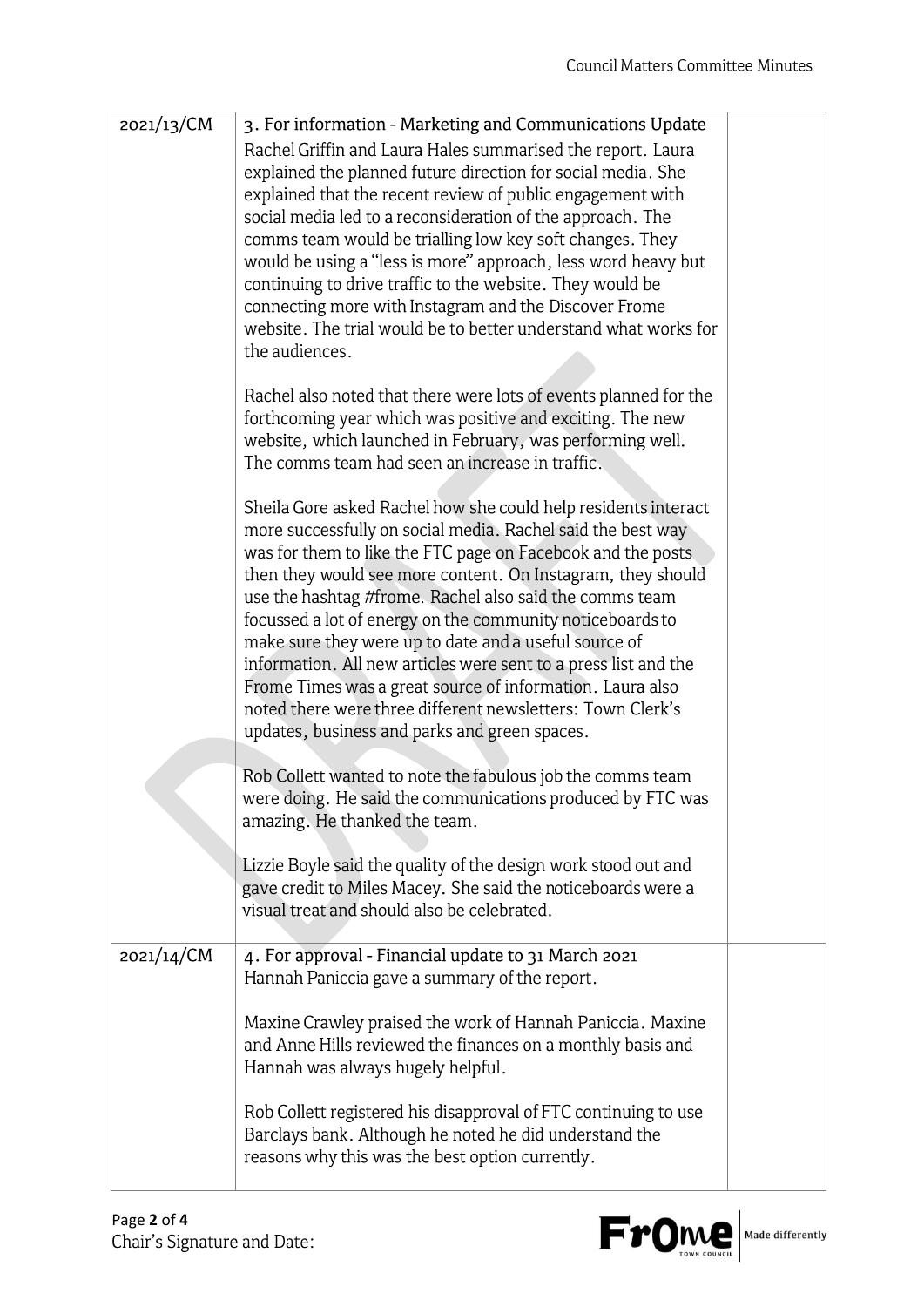| | | |
|---|---|---|
| 2021/13/CM | 3. For information - Marketing and Communications Update<br>Rachel Griffin and Laura Hales summarised the report. Laura explained the planned future direction for social media. She explained that the recent review of public engagement with social media led to a reconsideration of the approach. The comms team would be trialling low key soft changes. They would be using a "less is more" approach, less word heavy but continuing to drive traffic to the website. They would be connecting more with Instagram and the Discover Frome website. The trial would be to better understand what works for the audiences.<br><br>Rachel also noted that there were lots of events planned for the forthcoming year which was positive and exciting. The new website, which launched in February, was performing well. The comms team had seen an increase in traffic.<br><br>Sheila Gore asked Rachel how she could help residents interact more successfully on social media. Rachel said the best way was for them to like the FTC page on Facebook and the posts then they would see more content. On Instagram, they should use the hashtag #frome. Rachel also said the comms team focussed a lot of energy on the community noticeboards to make sure they were up to date and a useful source of information. All new articles were sent to a press list and the Frome Times was a great source of information. Laura also noted there were three different newsletters: Town Clerk's updates, business and parks and green spaces.<br><br>Rob Collett wanted to note the fabulous job the comms team were doing. He said the communications produced by FTC was amazing. He thanked the team.<br><br>Lizzie Boyle said the quality of the design work stood out and gave credit to Miles Macey. She said the noticeboards were a visual treat and should also be celebrated. | |
| 2021/14/CM | 4. For approval - Financial update to 31 March 2021<br>Hannah Paniccia gave a summary of the report.<br><br>Maxine Crawley praised the work of Hannah Paniccia. Maxine and Anne Hills reviewed the finances on a monthly basis and Hannah was always hugely helpful.<br><br>Rob Collett registered his disapproval of FTC continuing to use Barclays bank. Although he noted he did understand the reasons why this was the best option currently. | |

Chair's Signature and Date: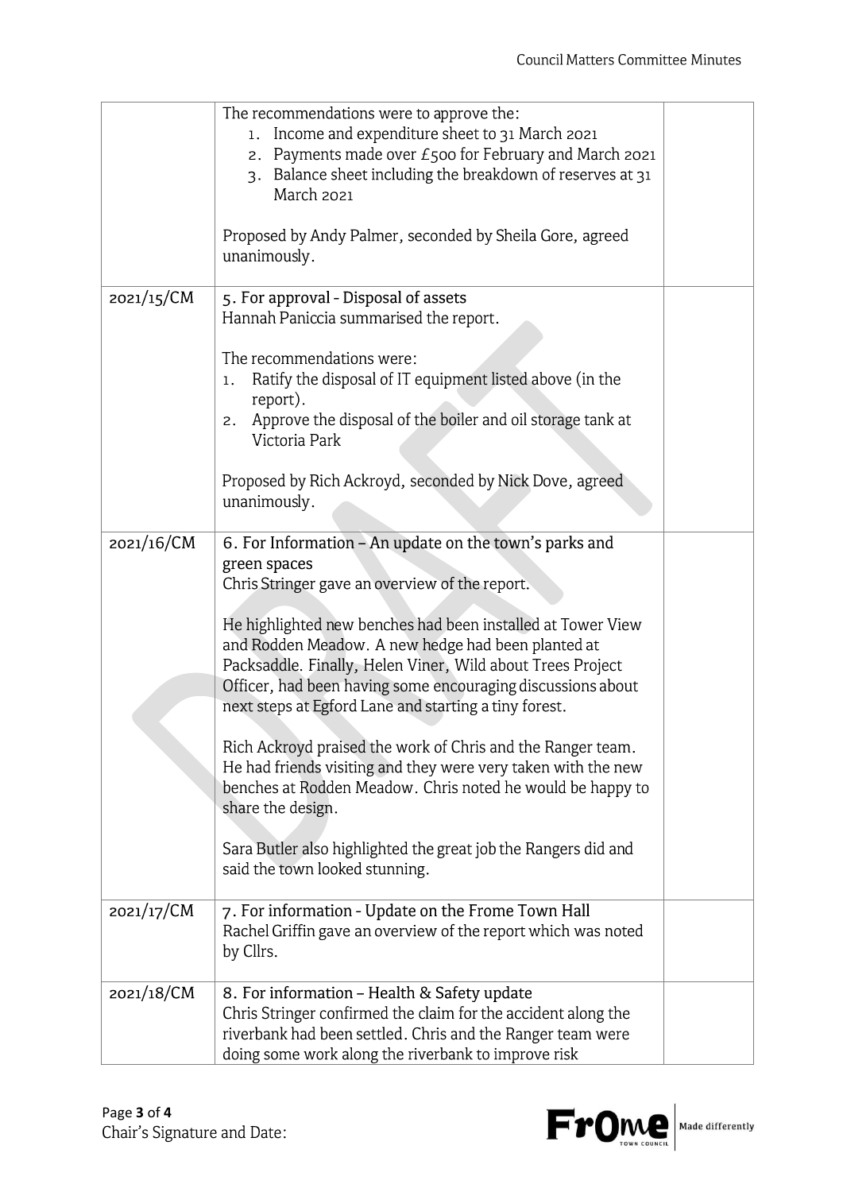| | | |
|---|---|---|
| | The recommendations were to approve the:<br>1. Income and expenditure sheet to 31 March 2021<br>2. Payments made over £500 for February and March 2021<br>3. Balance sheet including the breakdown of reserves at 31 March 2021<br><br>Proposed by Andy Palmer, seconded by Sheila Gore, agreed unanimously. | |
| 2021/15/CM | 5. For approval - Disposal of assets<br>Hannah Paniccia summarised the report.<br><br>The recommendations were:<br>1. Ratify the disposal of IT equipment listed above (in the report).<br>2. Approve the disposal of the boiler and oil storage tank at Victoria Park<br><br>Proposed by Rich Ackroyd, seconded by Nick Dove, agreed unanimously. | |
| 2021/16/CM | 6. For Information – An update on the town's parks and green spaces<br>Chris Stringer gave an overview of the report.<br><br>He highlighted new benches had been installed at Tower View and Rodden Meadow. A new hedge had been planted at Packsaddle. Finally, Helen Viner, Wild about Trees Project Officer, had been having some encouraging discussions about next steps at Egford Lane and starting a tiny forest.<br><br>Rich Ackroyd praised the work of Chris and the Ranger team. He had friends visiting and they were very taken with the new benches at Rodden Meadow. Chris noted he would be happy to share the design.<br><br>Sara Butler also highlighted the great job the Rangers did and said the town looked stunning. | |
| 2021/17/CM | 7. For information - Update on the Frome Town Hall<br>Rachel Griffin gave an overview of the report which was noted by Cllrs. | |
| 2021/18/CM | 8. For information – Health & Safety update<br>Chris Stringer confirmed the claim for the accident along the riverbank had been settled. Chris and the Ranger team were doing some work along the riverbank to improve risk | |

Chair's Signature and Date: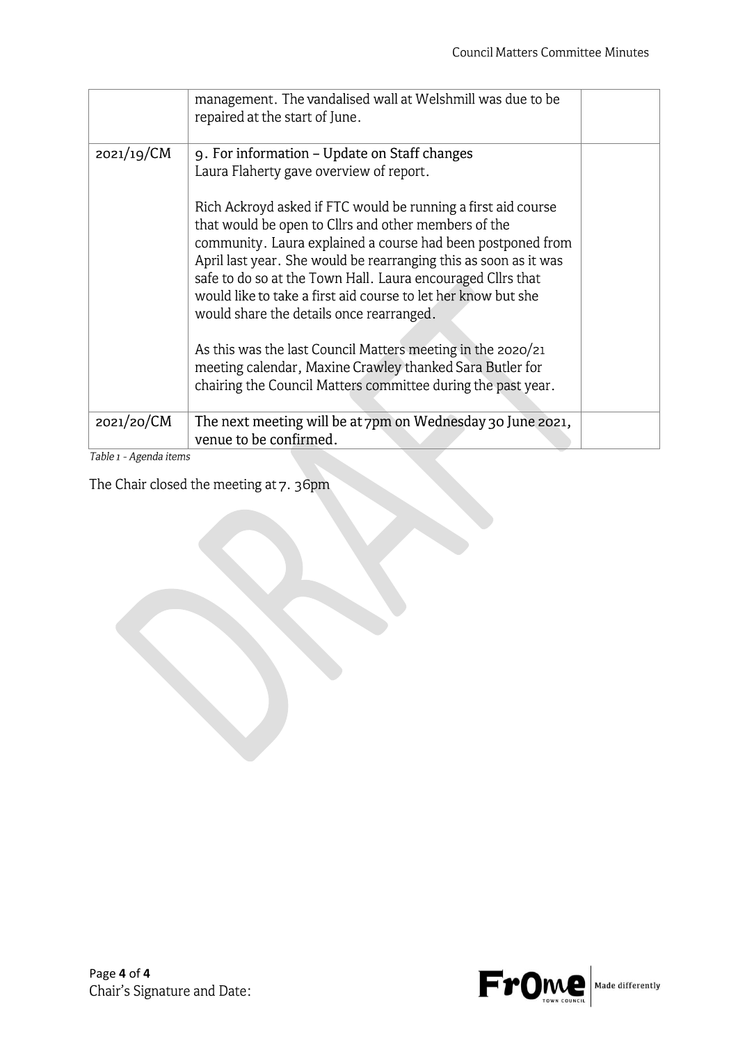| | | |
|---|---|---|
| | management. The vandalised wall at Welshmill was due to be repaired at the start of June. | |
| 2021/19/CM | 9. For information – Update on Staff changes<br>Laura Flaherty gave overview of report.<br><br>Rich Ackroyd asked if FTC would be running a first aid course that would be open to Cllrs and other members of the community. Laura explained a course had been postponed from April last year. She would be rearranging this as soon as it was safe to do so at the Town Hall. Laura encouraged Cllrs that would like to take a first aid course to let her know but she would share the details once rearranged.<br><br>As this was the last Council Matters meeting in the 2020/21 meeting calendar, Maxine Crawley thanked Sara Butler for chairing the Council Matters committee during the past year. | |
| 2021/20/CM | The next meeting will be at 7pm on Wednesday 30 June 2021, venue to be confirmed. | |

*Table 1 - Agenda items*

The Chair closed the meeting at 7. 36pm

Chair's Signature and Date: